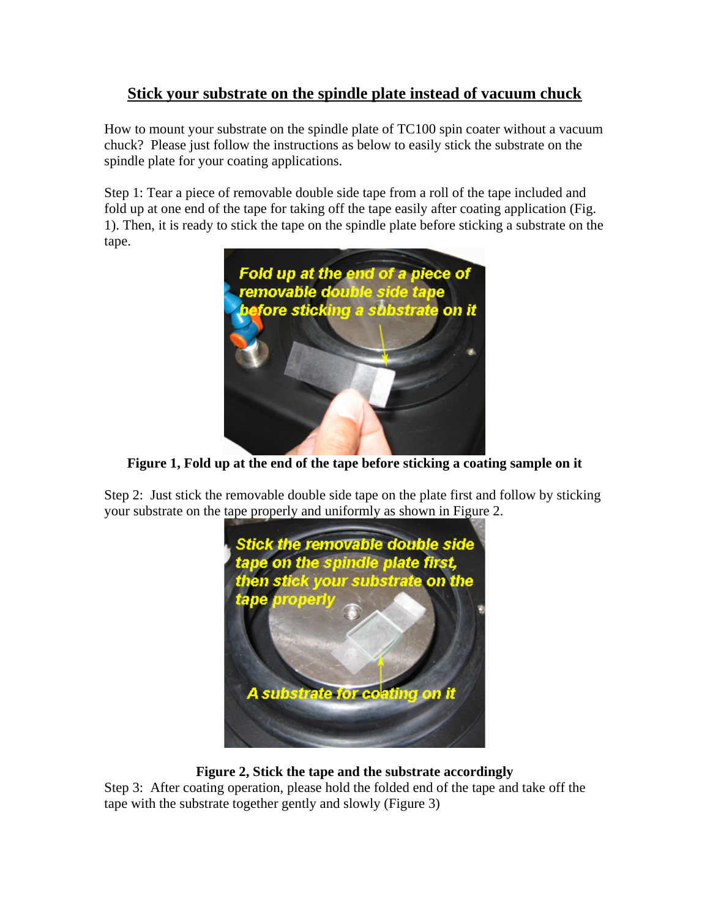# Stick your substrate on the spindle plate instead of vacuum chuck

How to mount your substrate on the spindle plate of TC100 spin coater without a vacuum chuck? Please just follow the instructions as below to easily stick the substrate on the spindle plate for your coating applications.

Step 1: Tear a piece of removable double side tape from a roll of the tape included and fold up at one end of the tape for taking off the tape easily after coating application (Fig. 1). Then, it is ready to stick the tape on the spindle plate before sticking a substrate on the tape.

**Figure 1, Fold up at the end of the tape before sticking a coating sample on it**

Step 2: Just stick the removable double side tape on the plate first and follow by sticking your substrate on the tape properly and uniformly as shown in Figure 2.

**Figure 2, Stick the tape and the substrate accordingly**

Step 3: After coating operation, please hold the folded end of the tape and take off the tape with the substrate together gently and slowly (Figure 3)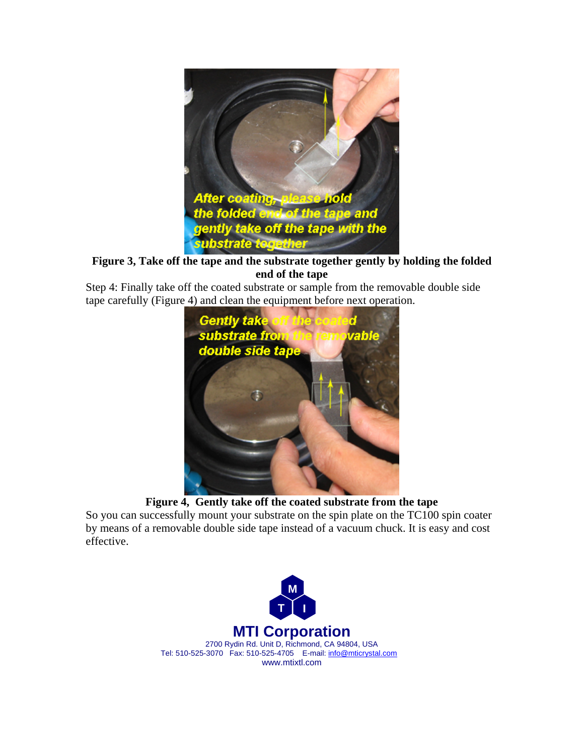**Figure 3, Take off the tape and the substrate together gently by holding the folded end of the tape**

Step 4: Finally take off the coated substrate or sample from the removable double side tape carefully (Figure 4) and clean the equipment before next operation.

**Figure 4, Gently take off the coated substrate from the tape**

So you can successfully mount your substrate on the spin plate on the TC100 spin coater by means of a removable double side tape instead of a vacuum chuck. It is easy and cost effective.

**MTI Corporation**

2700 Rydin Rd. Unit D, Richmond, CA 94804, USA

Tel: 510-525-3070 Fax: 510-525-4705 E-mail: info@mticrystal.com

www.mtixtl.com